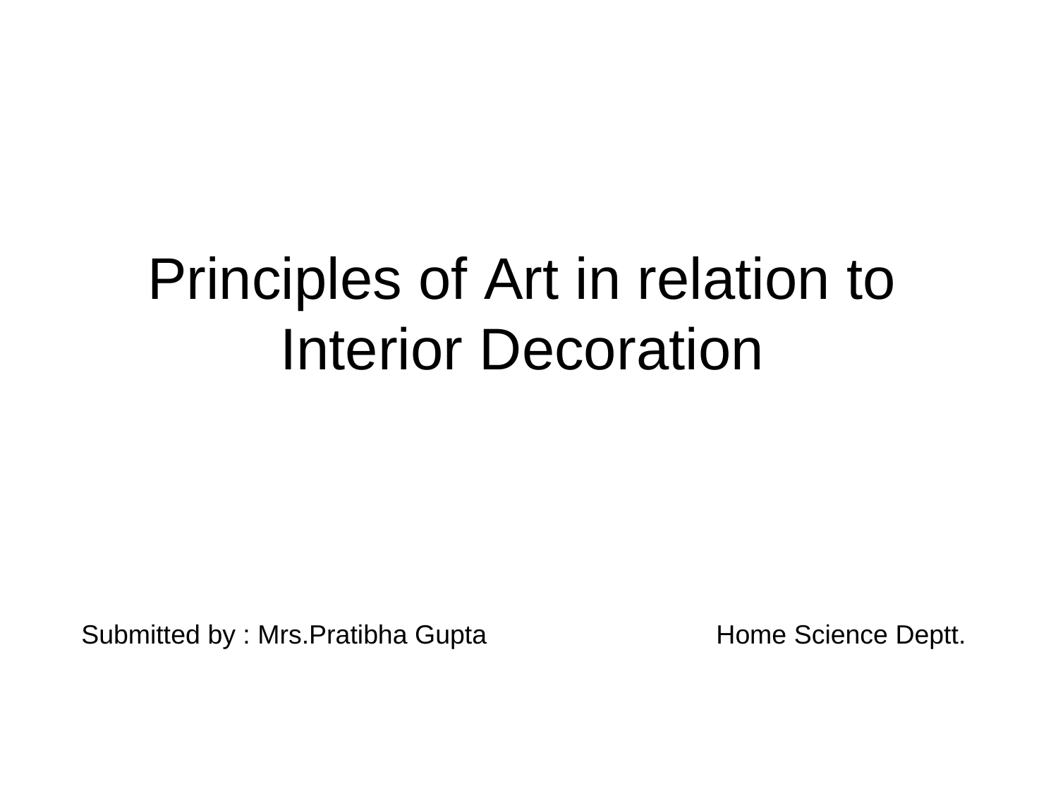# Principles of Art in relation to Interior Decoration

Submitted by : Mrs.Pratibha Gupta Home Science Deptt.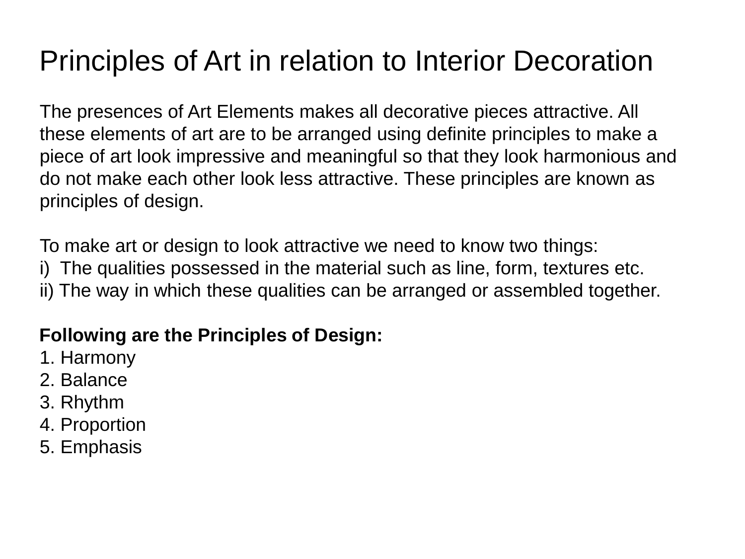# Principles of Art in relation to Interior Decoration

The presences of Art Elements makes all decorative pieces attractive. All these elements of art are to be arranged using definite principles to make a piece of art look impressive and meaningful so that they look harmonious and do not make each other look less attractive. These principles are known as principles of design.

To make art or design to look attractive we need to know two things:

i) The qualities possessed in the material such as line, form, textures etc.

ii) The way in which these qualities can be arranged or assembled together.

**Following are the Principles of Design:**

1. Harmony
2. Balance
3. Rhythm
4. Proportion
5. Emphasis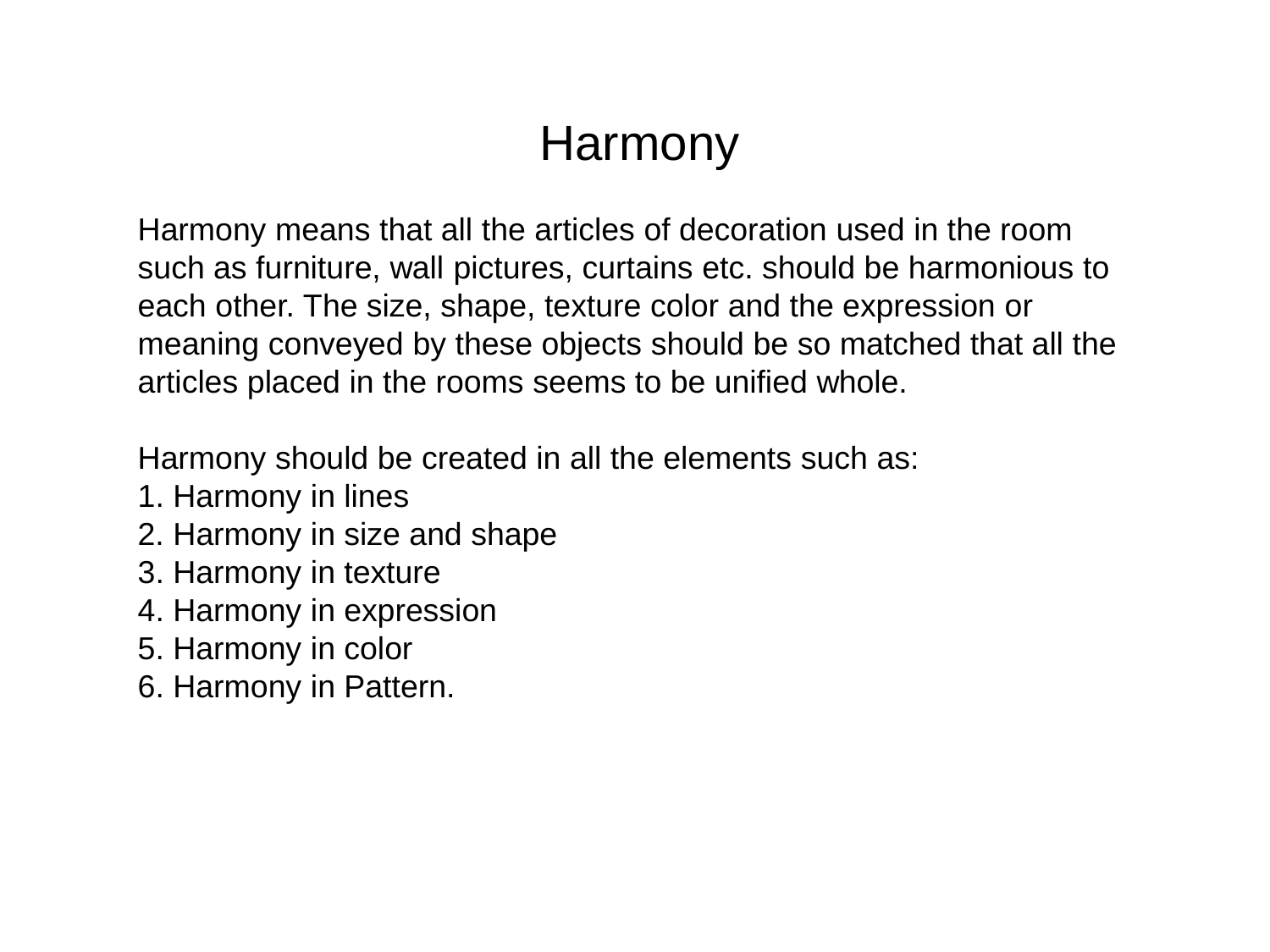# Harmony

Harmony means that all the articles of decoration used in the room such as furniture, wall pictures, curtains etc. should be harmonious to each other. The size, shape, texture color and the expression or meaning conveyed by these objects should be so matched that all the articles placed in the rooms seems to be unified whole.

Harmony should be created in all the elements such as:

1. Harmony in lines
2. Harmony in size and shape
3. Harmony in texture
4. Harmony in expression
5. Harmony in color
6. Harmony in Pattern.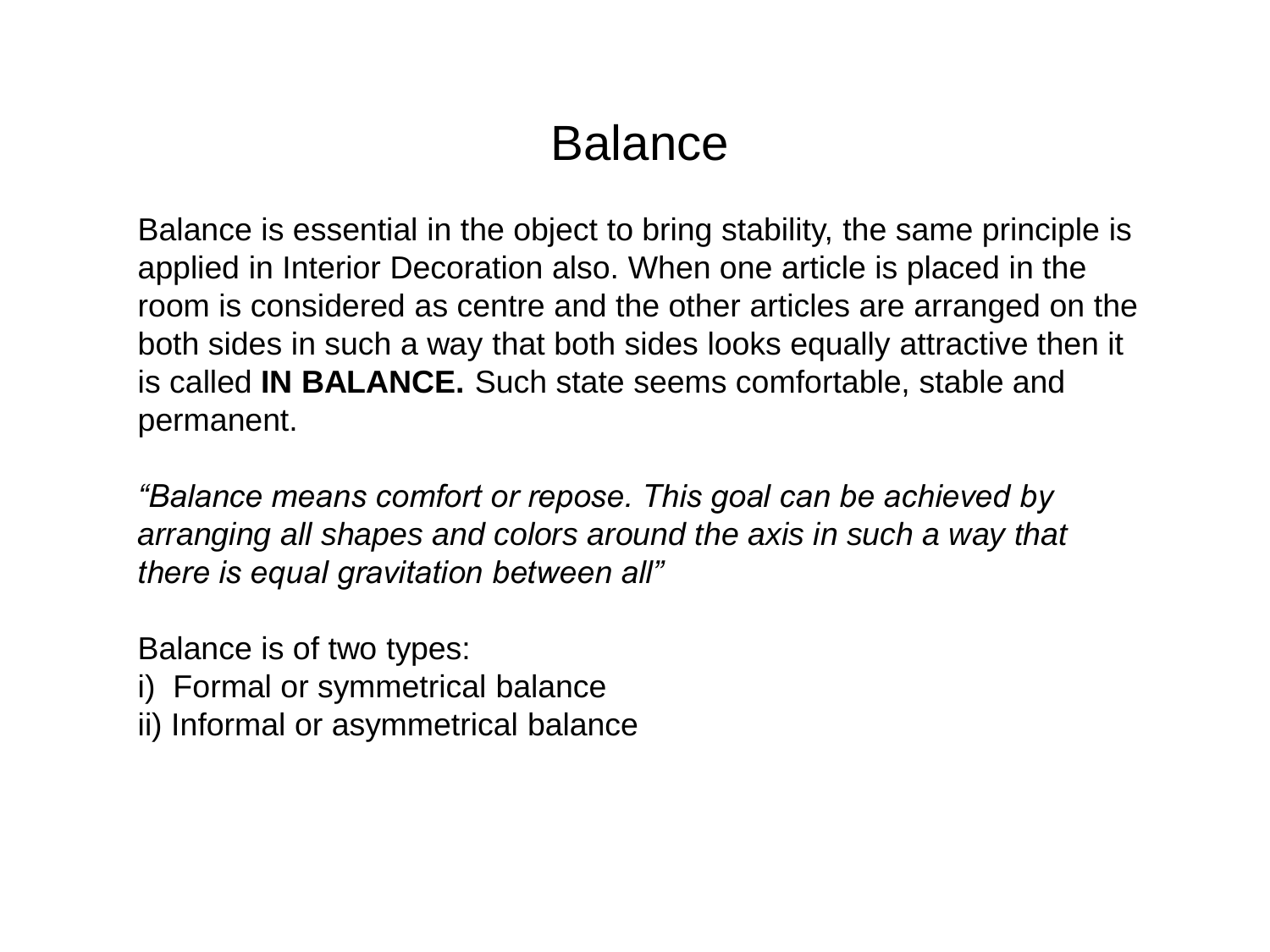# Balance

Balance is essential in the object to bring stability, the same principle is applied in Interior Decoration also. When one article is placed in the room is considered as centre and the other articles are arranged on the both sides in such a way that both sides looks equally attractive then it is called **IN BALANCE.** Such state seems comfortable, stable and permanent.

*“Balance means comfort or repose. This goal can be achieved by arranging all shapes and colors around the axis in such a way that there is equal gravitation between all”*

Balance is of two types:

i) Formal or symmetrical balance

ii) Informal or asymmetrical balance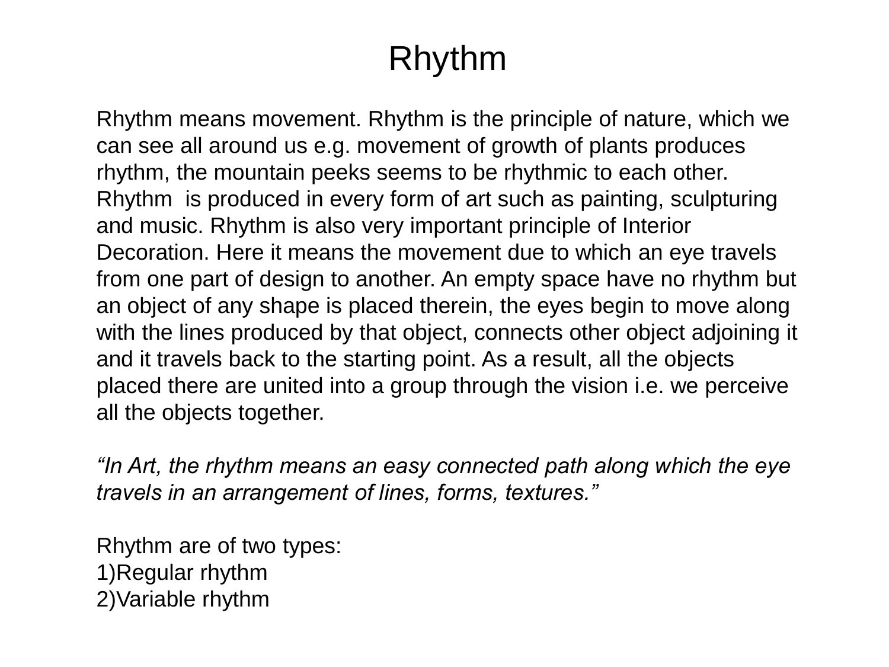# Rhythm

Rhythm means movement. Rhythm is the principle of nature, which we can see all around us e.g. movement of growth of plants produces rhythm, the mountain peeks seems to be rhythmic to each other. Rhythm is produced in every form of art such as painting, sculpturing and music. Rhythm is also very important principle of Interior Decoration. Here it means the movement due to which an eye travels from one part of design to another. An empty space have no rhythm but an object of any shape is placed therein, the eyes begin to move along with the lines produced by that object, connects other object adjoining it and it travels back to the starting point. As a result, all the objects placed there are united into a group through the vision i.e. we perceive all the objects together.

*"In Art, the rhythm means an easy connected path along which the eye travels in an arrangement of lines, forms, textures."*

Rhythm are of two types:

1)Regular rhythm
2)Variable rhythm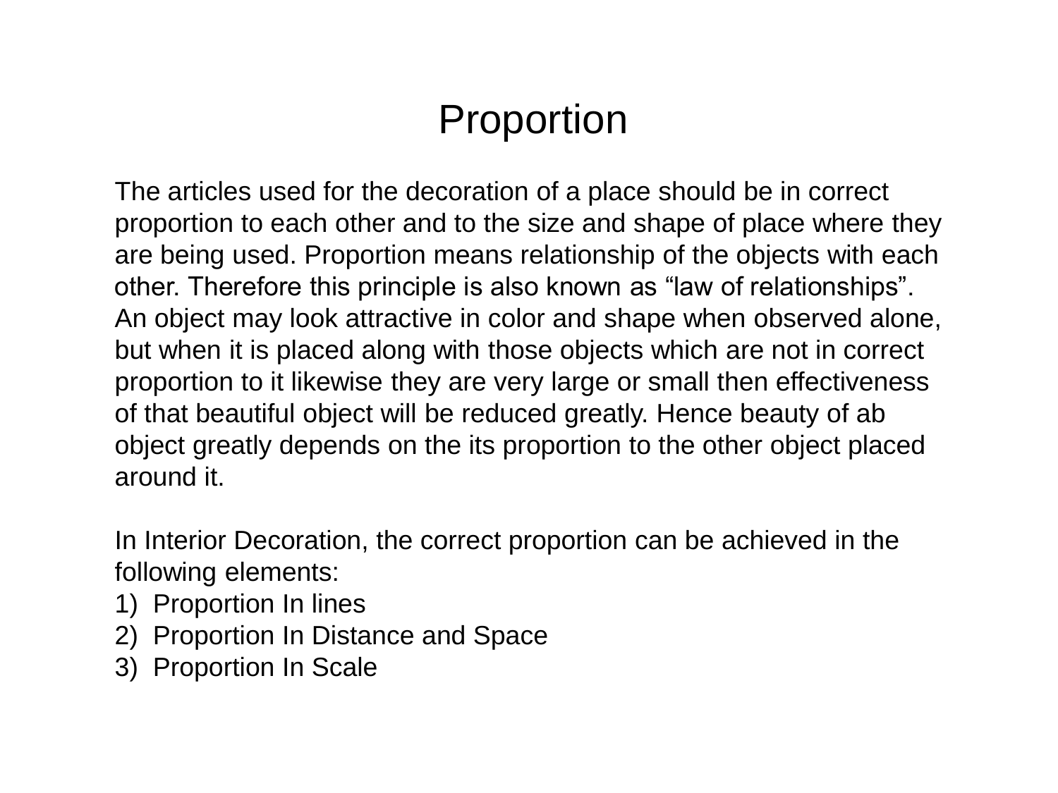# Proportion

The articles used for the decoration of a place should be in correct proportion to each other and to the size and shape of place where they are being used. Proportion means relationship of the objects with each other. Therefore this principle is also known as “law of relationships”. An object may look attractive in color and shape when observed alone, but when it is placed along with those objects which are not in correct proportion to it likewise they are very large or small then effectiveness of that beautiful object will be reduced greatly. Hence beauty of ab object greatly depends on the its proportion to the other object placed around it.

In Interior Decoration, the correct proportion can be achieved in the following elements:

1) Proportion In lines
2) Proportion In Distance and Space
3) Proportion In Scale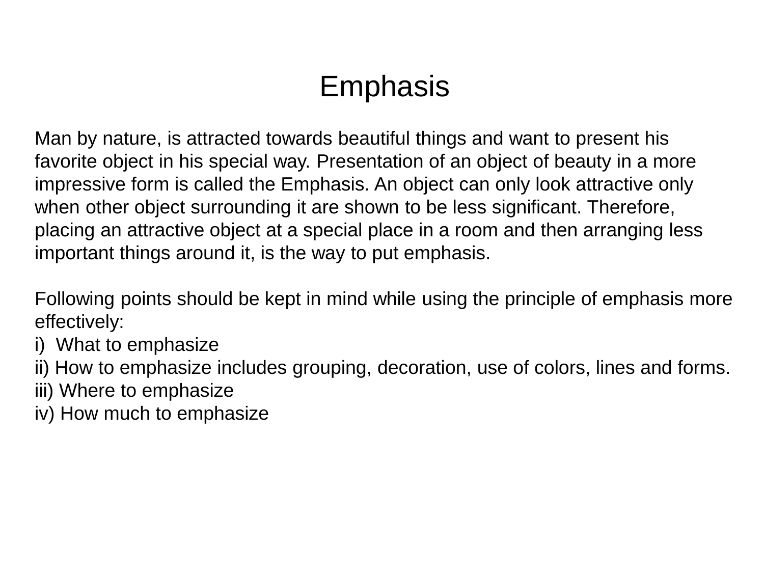# Emphasis

Man by nature, is attracted towards beautiful things and want to present his favorite object in his special way. Presentation of an object of beauty in a more impressive form is called the Emphasis. An object can only look attractive only when other object surrounding it are shown to be less significant. Therefore, placing an attractive object at a special place in a room and then arranging less important things around it, is the way to put emphasis.

Following points should be kept in mind while using the principle of emphasis more effectively:

i) What to emphasize
ii) How to emphasize includes grouping, decoration, use of colors, lines and forms.
iii) Where to emphasize
iv) How much to emphasize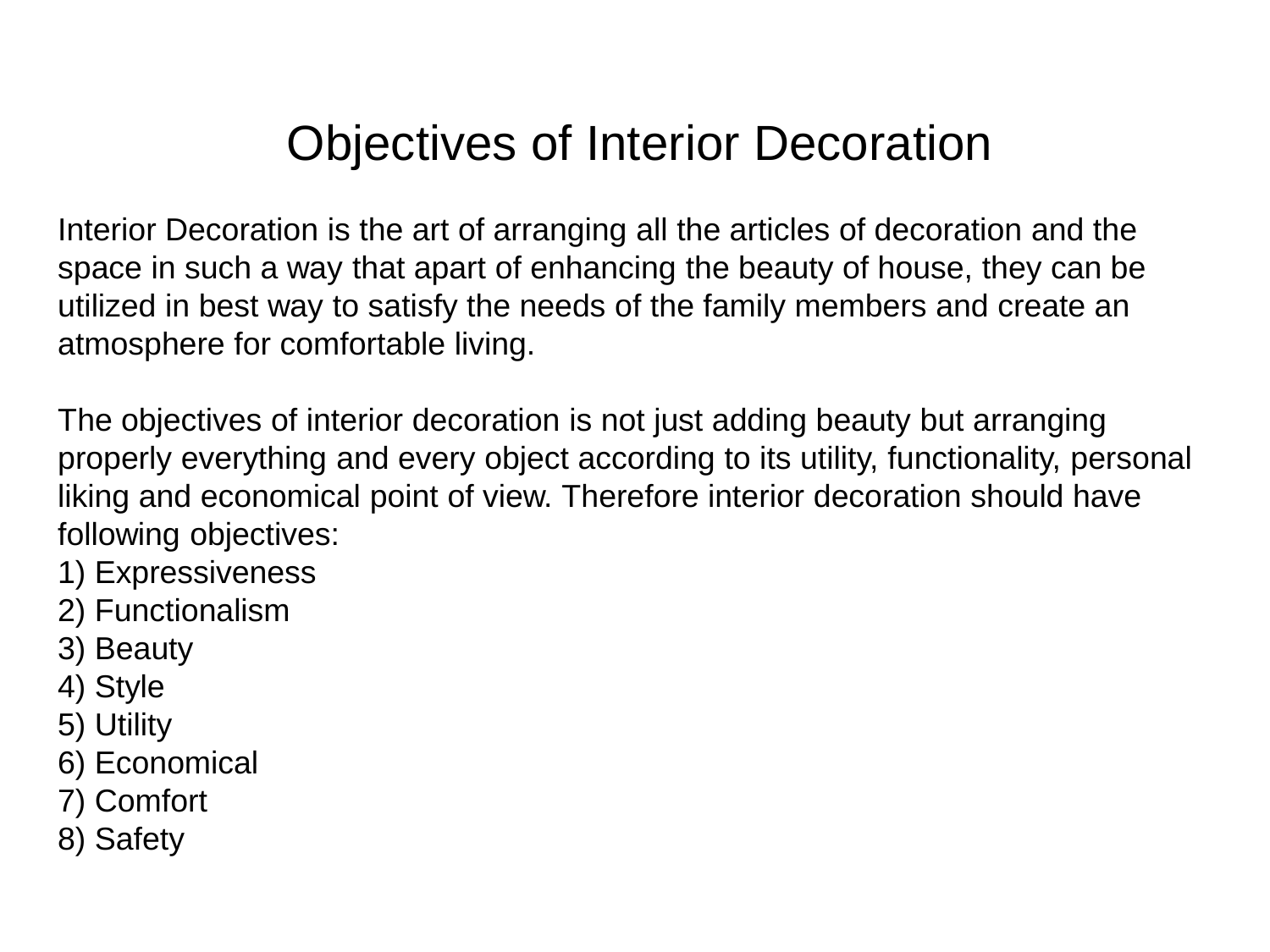# Objectives of Interior Decoration

Interior Decoration is the art of arranging all the articles of decoration and the space in such a way that apart of enhancing the beauty of house, they can be utilized in best way to satisfy the needs of the family members and create an atmosphere for comfortable living.

The objectives of interior decoration is not just adding beauty but arranging properly everything and every object according to its utility, functionality, personal liking and economical point of view. Therefore interior decoration should have following objectives:

1) Expressiveness
2) Functionalism
3) Beauty
4) Style
5) Utility
6) Economical
7) Comfort
8) Safety